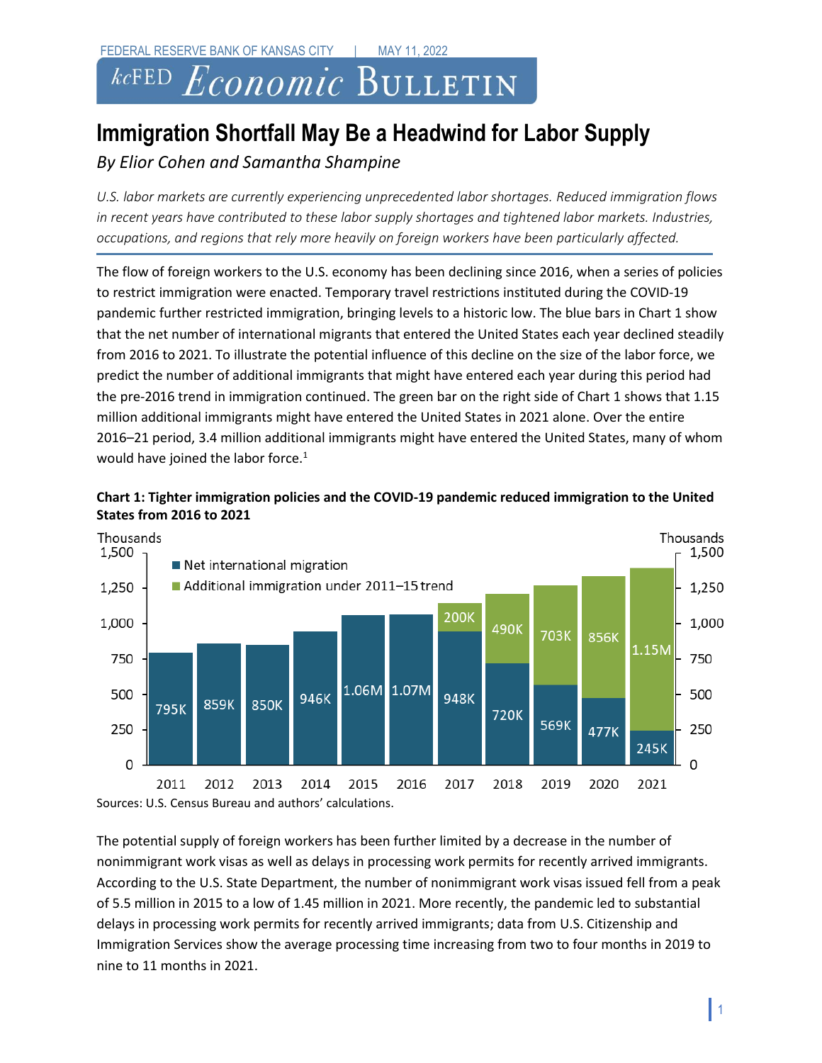FEDERAL RESERVE BANK OF KANSAS CITY | MAY 11, 2022

kcFED *Economic* BULLETIN

# Immigration Shortfall May Be a Headwind for Labor Supply

*By Elior Cohen and Samantha Shampine*

*U.S. labor markets are currently experiencing unprecedented labor shortages. Reduced immigration flows in recent years have contributed to these labor supply shortages and tightened labor markets. Industries, occupations, and regions that rely more heavily on foreign workers have been particularly affected.*

The flow of foreign workers to the U.S. economy has been declining since 2016, when a series of policies to restrict immigration were enacted. Temporary travel restrictions instituted during the COVID-19 pandemic further restricted immigration, bringing levels to a historic low. The blue bars in Chart 1 show that the net number of international migrants that entered the United States each year declined steadily from 2016 to 2021. To illustrate the potential influence of this decline on the size of the labor force, we predict the number of additional immigrants that might have entered each year during this period had the pre-2016 trend in immigration continued. The green bar on the right side of Chart 1 shows that 1.15 million additional immigrants might have entered the United States in 2021 alone. Over the entire 2016–21 period, 3.4 million additional immigrants might have entered the United States, many of whom would have joined the labor force.[1]

**Chart 1: Tighter immigration policies and the COVID-19 pandemic reduced immigration to the United States from 2016 to 2021**

| Year | Net international migration (thousands) | Additional immigration under 2011–15 trend |
|---|---|---|
| 2011 | 795K | |
| 2012 | 859K | |
| 2013 | 850K | |
| 2014 | 946K | |
| 2015 | 1.06M | |
| 2016 | 1.07M | |
| 2017 | 948K | 200K |
| 2018 | 720K | 490K |
| 2019 | 569K | 703K |
| 2020 | 477K | 856K |
| 2021 | 245K | 1.15M |

Sources: U.S. Census Bureau and authors' calculations.

The potential supply of foreign workers has been further limited by a decrease in the number of nonimmigrant work visas as well as delays in processing work permits for recently arrived immigrants. According to the U.S. State Department, the number of nonimmigrant work visas issued fell from a peak of 5.5 million in 2015 to a low of 1.45 million in 2021. More recently, the pandemic led to substantial delays in processing work permits for recently arrived immigrants; data from U.S. Citizenship and Immigration Services show the average processing time increasing from two to four months in 2019 to nine to 11 months in 2021.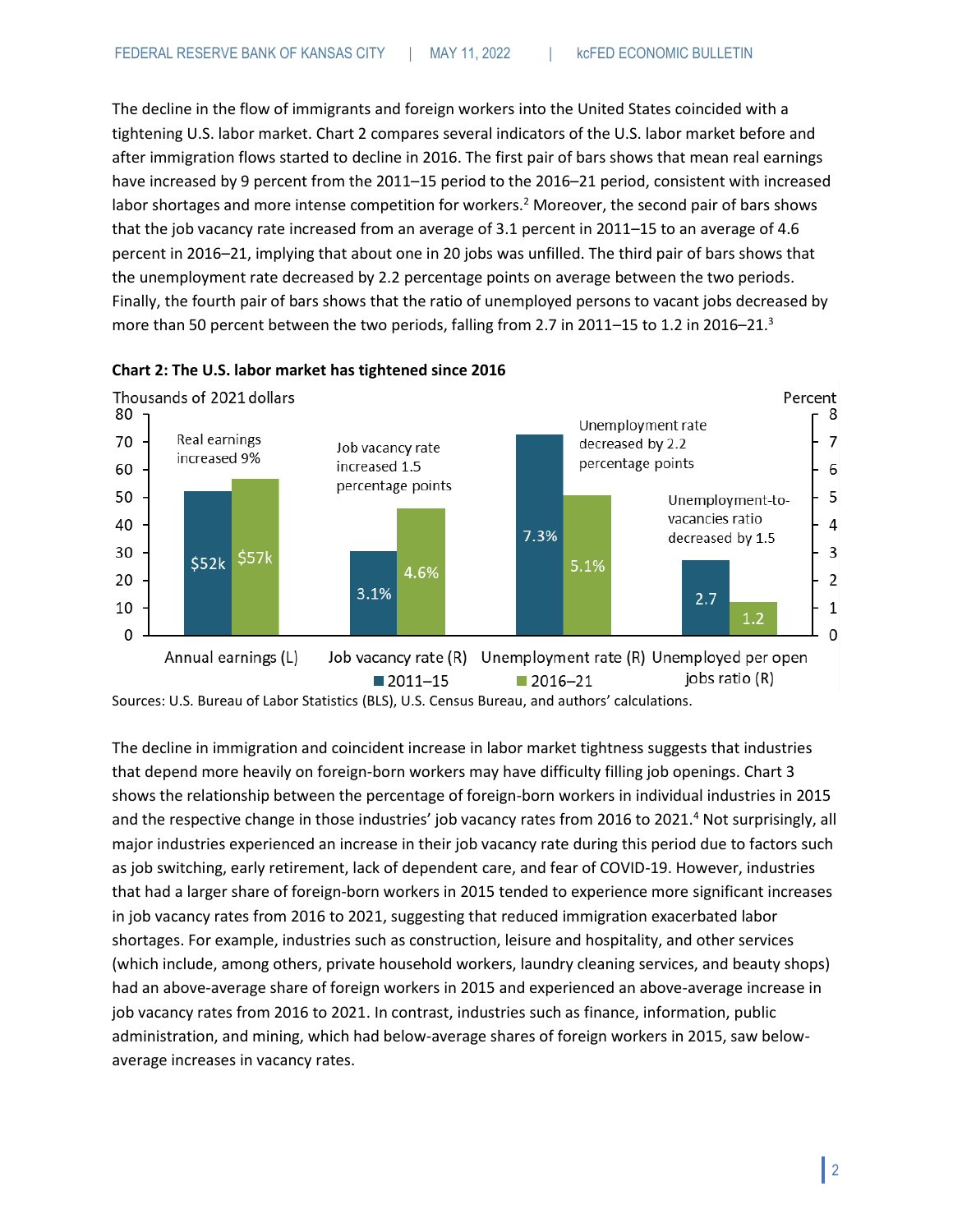The decline in the flow of immigrants and foreign workers into the United States coincided with a tightening U.S. labor market. Chart 2 compares several indicators of the U.S. labor market before and after immigration flows started to decline in 2016. The first pair of bars shows that mean real earnings have increased by 9 percent from the 2011–15 period to the 2016–21 period, consistent with increased labor shortages and more intense competition for workers.[2] Moreover, the second pair of bars shows that the job vacancy rate increased from an average of 3.1 percent in 2011–15 to an average of 4.6 percent in 2016–21, implying that about one in 20 jobs was unfilled. The third pair of bars shows that the unemployment rate decreased by 2.2 percentage points on average between the two periods. Finally, the fourth pair of bars shows that the ratio of unemployed persons to vacant jobs decreased by more than 50 percent between the two periods, falling from 2.7 in 2011–15 to 1.2 in 2016–21.[3]

**Chart 2: The U.S. labor market has tightened since 2016**

| | 2011–15 | 2016–21 | Change |
|---|---|---|---|
| Annual earnings (L), thousands of 2021 dollars | $52k | $57k | Real earnings increased 9% |
| Job vacancy rate (R), percent | 3.1% | 4.6% | Job vacancy rate increased 1.5 percentage points |
| Unemployment rate (R), percent | 7.3% | 5.1% | Unemployment rate decreased by 2.2 percentage points |
| Unemployed per open jobs ratio (R) | 2.7 | 1.2 | Unemployment-to-vacancies ratio decreased by 1.5 |

Sources: U.S. Bureau of Labor Statistics (BLS), U.S. Census Bureau, and authors' calculations.

The decline in immigration and coincident increase in labor market tightness suggests that industries that depend more heavily on foreign-born workers may have difficulty filling job openings. Chart 3 shows the relationship between the percentage of foreign-born workers in individual industries in 2015 and the respective change in those industries' job vacancy rates from 2016 to 2021.[4] Not surprisingly, all major industries experienced an increase in their job vacancy rate during this period due to factors such as job switching, early retirement, lack of dependent care, and fear of COVID-19. However, industries that had a larger share of foreign-born workers in 2015 tended to experience more significant increases in job vacancy rates from 2016 to 2021, suggesting that reduced immigration exacerbated labor shortages. For example, industries such as construction, leisure and hospitality, and other services (which include, among others, private household workers, laundry cleaning services, and beauty shops) had an above-average share of foreign workers in 2015 and experienced an above-average increase in job vacancy rates from 2016 to 2021. In contrast, industries such as finance, information, public administration, and mining, which had below-average shares of foreign workers in 2015, saw below-average increases in vacancy rates.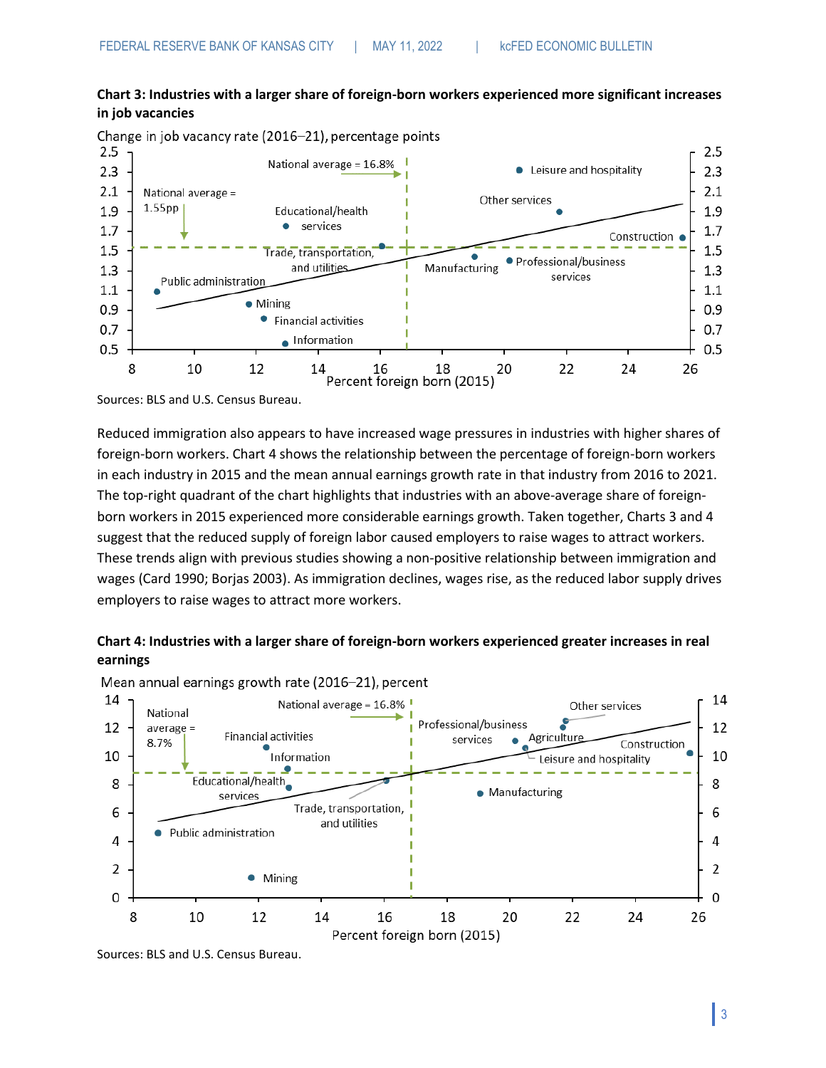**Chart 3: Industries with a larger share of foreign-born workers experienced more significant increases in job vacancies**

Change in job vacancy rate (2016–21), percentage points

Sources: BLS and U.S. Census Bureau.

Reduced immigration also appears to have increased wage pressures in industries with higher shares of foreign-born workers. Chart 4 shows the relationship between the percentage of foreign-born workers in each industry in 2015 and the mean annual earnings growth rate in that industry from 2016 to 2021. The top-right quadrant of the chart highlights that industries with an above-average share of foreign-born workers in 2015 experienced more considerable earnings growth. Taken together, Charts 3 and 4 suggest that the reduced supply of foreign labor caused employers to raise wages to attract workers. These trends align with previous studies showing a non-positive relationship between immigration and wages (Card 1990; Borjas 2003). As immigration declines, wages rise, as the reduced labor supply drives employers to raise wages to attract more workers.

**Chart 4: Industries with a larger share of foreign-born workers experienced greater increases in real earnings**

Mean annual earnings growth rate (2016–21), percent

Sources: BLS and U.S. Census Bureau.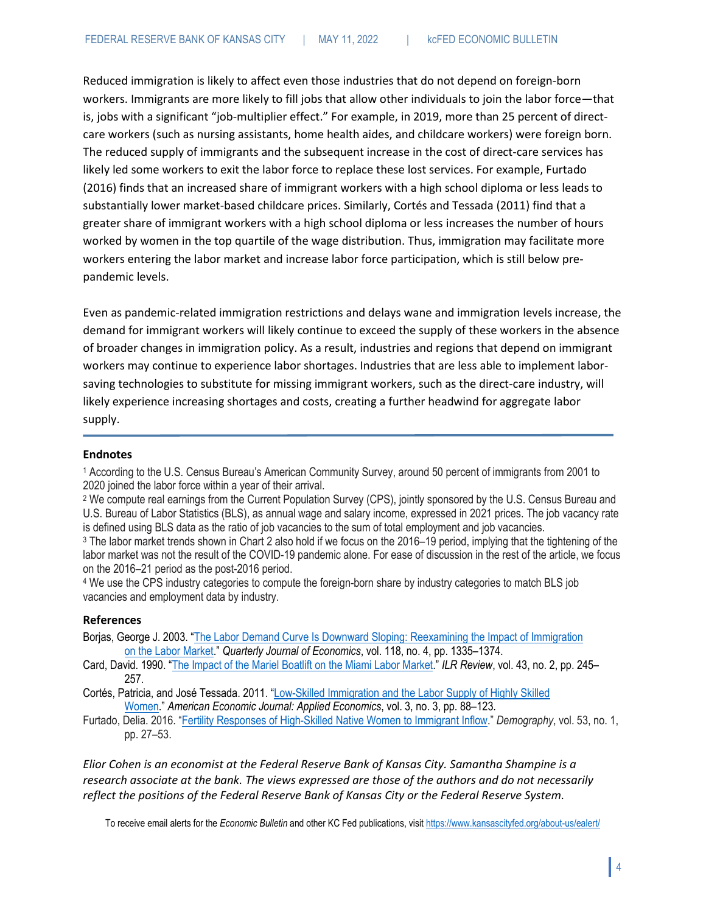Reduced immigration is likely to affect even those industries that do not depend on foreign-born workers. Immigrants are more likely to fill jobs that allow other individuals to join the labor force—that is, jobs with a significant "job-multiplier effect." For example, in 2019, more than 25 percent of direct-care workers (such as nursing assistants, home health aides, and childcare workers) were foreign born. The reduced supply of immigrants and the subsequent increase in the cost of direct-care services has likely led some workers to exit the labor force to replace these lost services. For example, Furtado (2016) finds that an increased share of immigrant workers with a high school diploma or less leads to substantially lower market-based childcare prices. Similarly, Cortés and Tessada (2011) find that a greater share of immigrant workers with a high school diploma or less increases the number of hours worked by women in the top quartile of the wage distribution. Thus, immigration may facilitate more workers entering the labor market and increase labor force participation, which is still below pre-pandemic levels.

Even as pandemic-related immigration restrictions and delays wane and immigration levels increase, the demand for immigrant workers will likely continue to exceed the supply of these workers in the absence of broader changes in immigration policy. As a result, industries and regions that depend on immigrant workers may continue to experience labor shortages. Industries that are less able to implement labor-saving technologies to substitute for missing immigrant workers, such as the direct-care industry, will likely experience increasing shortages and costs, creating a further headwind for aggregate labor supply.

---

### Endnotes

[1] According to the U.S. Census Bureau's American Community Survey, around 50 percent of immigrants from 2001 to 2020 joined the labor force within a year of their arrival.

[2] We compute real earnings from the Current Population Survey (CPS), jointly sponsored by the U.S. Census Bureau and U.S. Bureau of Labor Statistics (BLS), as annual wage and salary income, expressed in 2021 prices. The job vacancy rate is defined using BLS data as the ratio of job vacancies to the sum of total employment and job vacancies.

[3] The labor market trends shown in Chart 2 also hold if we focus on the 2016–19 period, implying that the tightening of the labor market was not the result of the COVID-19 pandemic alone. For ease of discussion in the rest of the article, we focus on the 2016–21 period as the post-2016 period.

[4] We use the CPS industry categories to compute the foreign-born share by industry categories to match BLS job vacancies and employment data by industry.

### References

Borjas, George J. 2003. "The Labor Demand Curve Is Downward Sloping: Reexamining the Impact of Immigration on the Labor Market." *Quarterly Journal of Economics*, vol. 118, no. 4, pp. 1335–1374.

Card, David. 1990. "The Impact of the Mariel Boatlift on the Miami Labor Market." *ILR Review*, vol. 43, no. 2, pp. 245–257.

Cortés, Patricia, and José Tessada. 2011. "Low-Skilled Immigration and the Labor Supply of Highly Skilled Women." *American Economic Journal: Applied Economics*, vol. 3, no. 3, pp. 88–123.

Furtado, Delia. 2016. "Fertility Responses of High-Skilled Native Women to Immigrant Inflow." *Demography*, vol. 53, no. 1, pp. 27–53.

*Elior Cohen is an economist at the Federal Reserve Bank of Kansas City. Samantha Shampine is a research associate at the bank. The views expressed are those of the authors and do not necessarily reflect the positions of the Federal Reserve Bank of Kansas City or the Federal Reserve System.*

To receive email alerts for the *Economic Bulletin* and other KC Fed publications, visit https://www.kansascityfed.org/about-us/ealert/